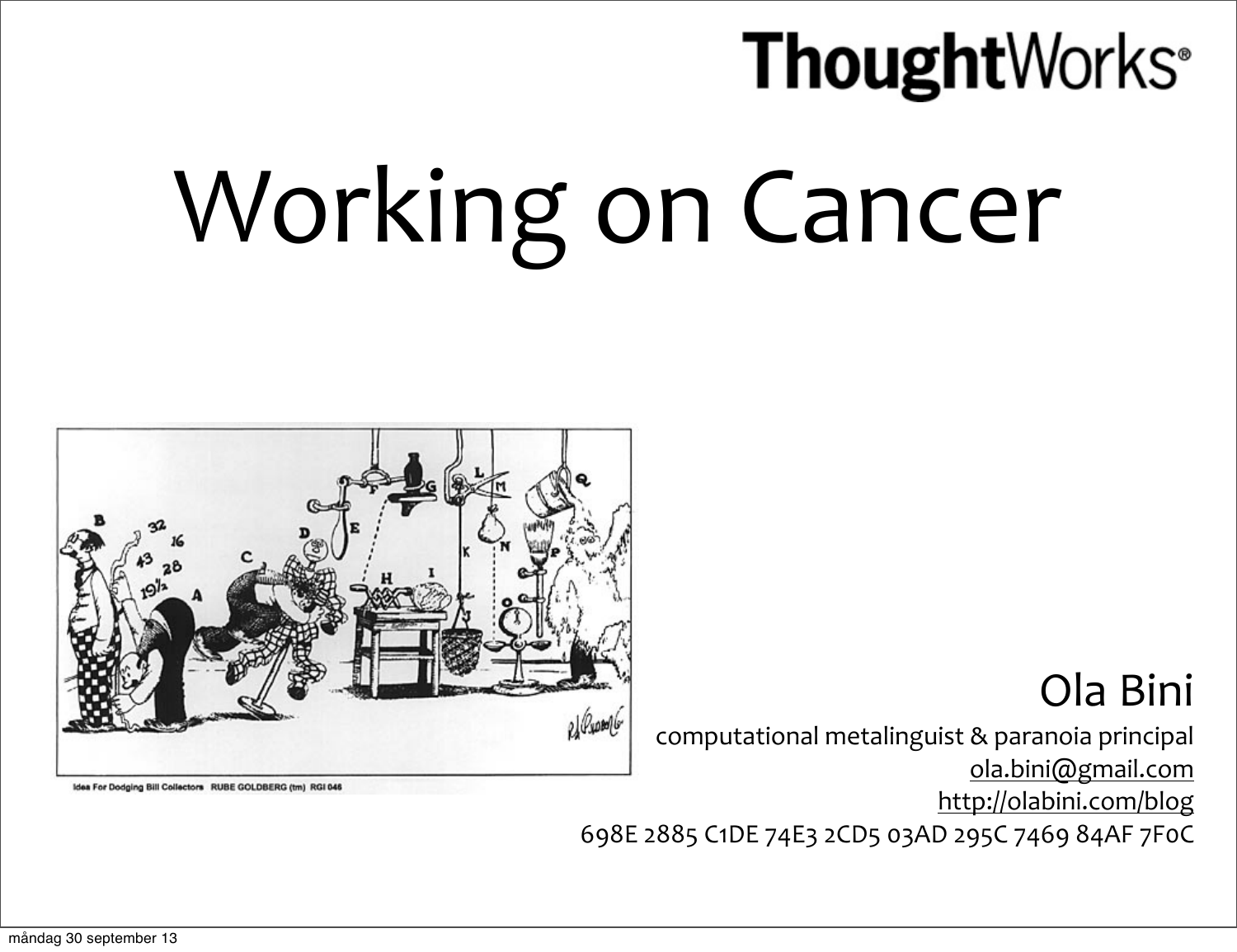ThoughtWorks®

# Working on Cancer

Idea For Dodging Bill Collectors RUBE GOLDBERG (tm) RGI 046

Ola Bini

computational metalinguist & paranoia principal

ola.bini@gmail.com

http://olabini.com/blog

698E 2885 C1DE 74E3 2CD5 03AD 295C 7469 84AF 7F0C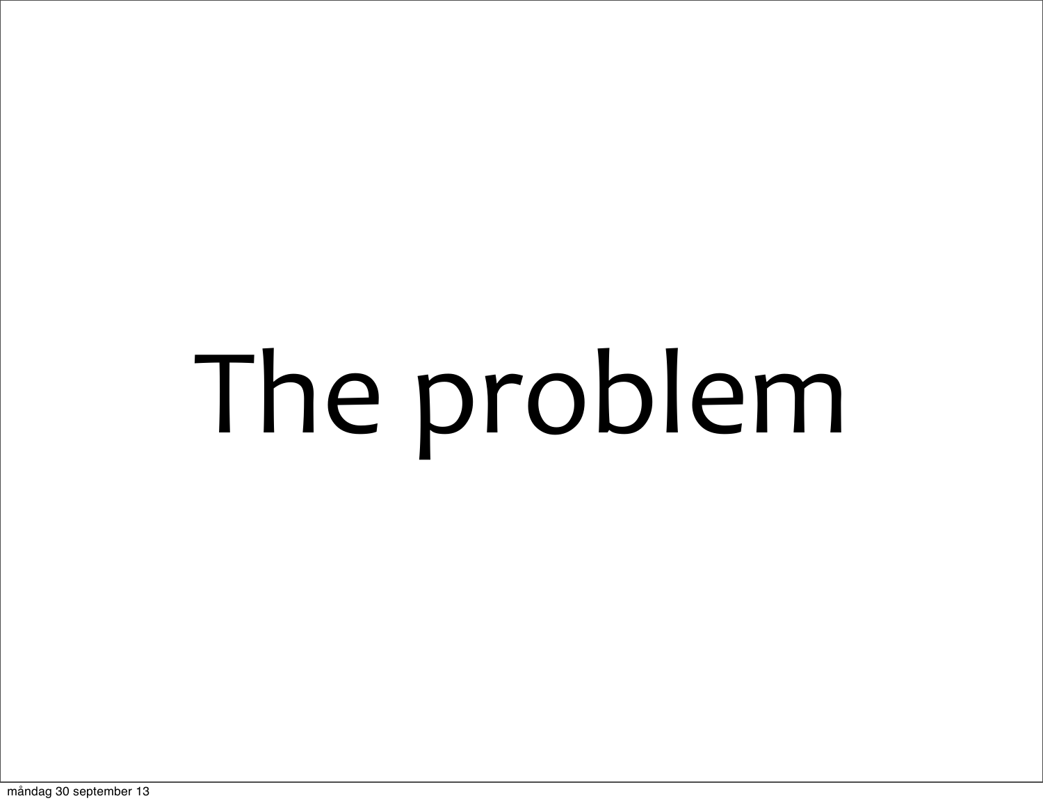# The problem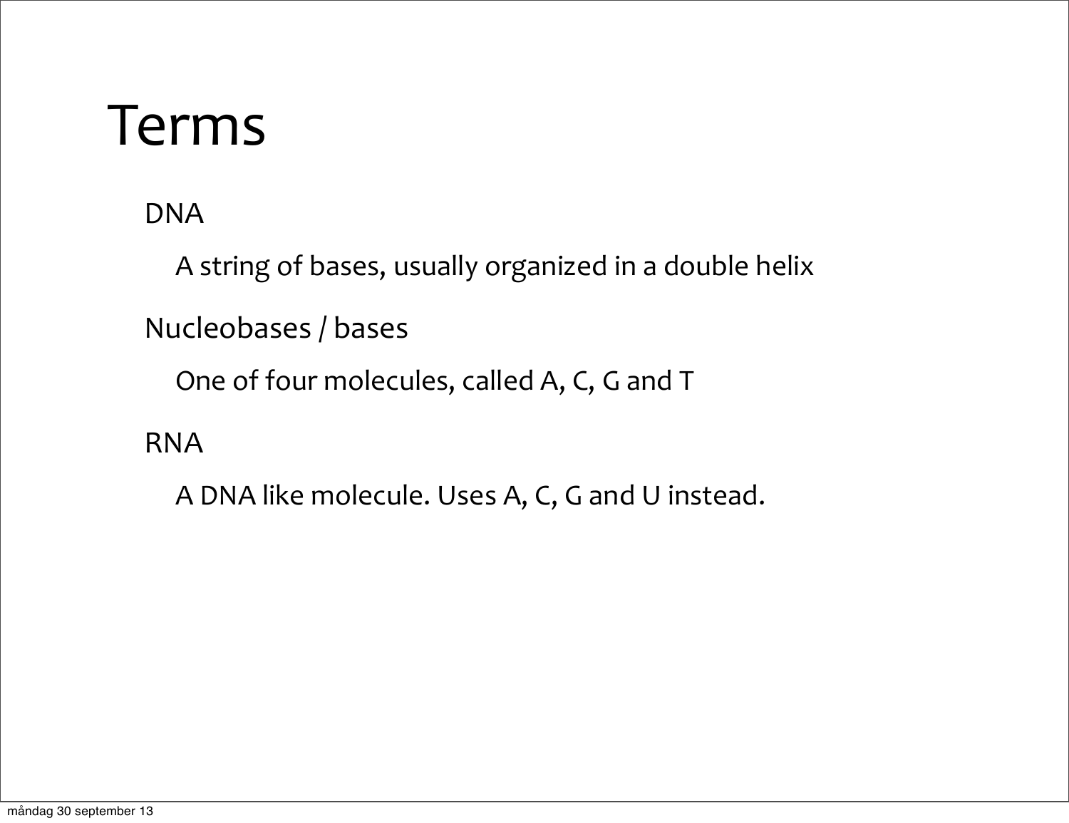# Terms

DNA

A string of bases, usually organized in a double helix

Nucleobases / bases

One of four molecules, called A, C, G and T

RNA

A DNA like molecule. Uses A, C, G and U instead.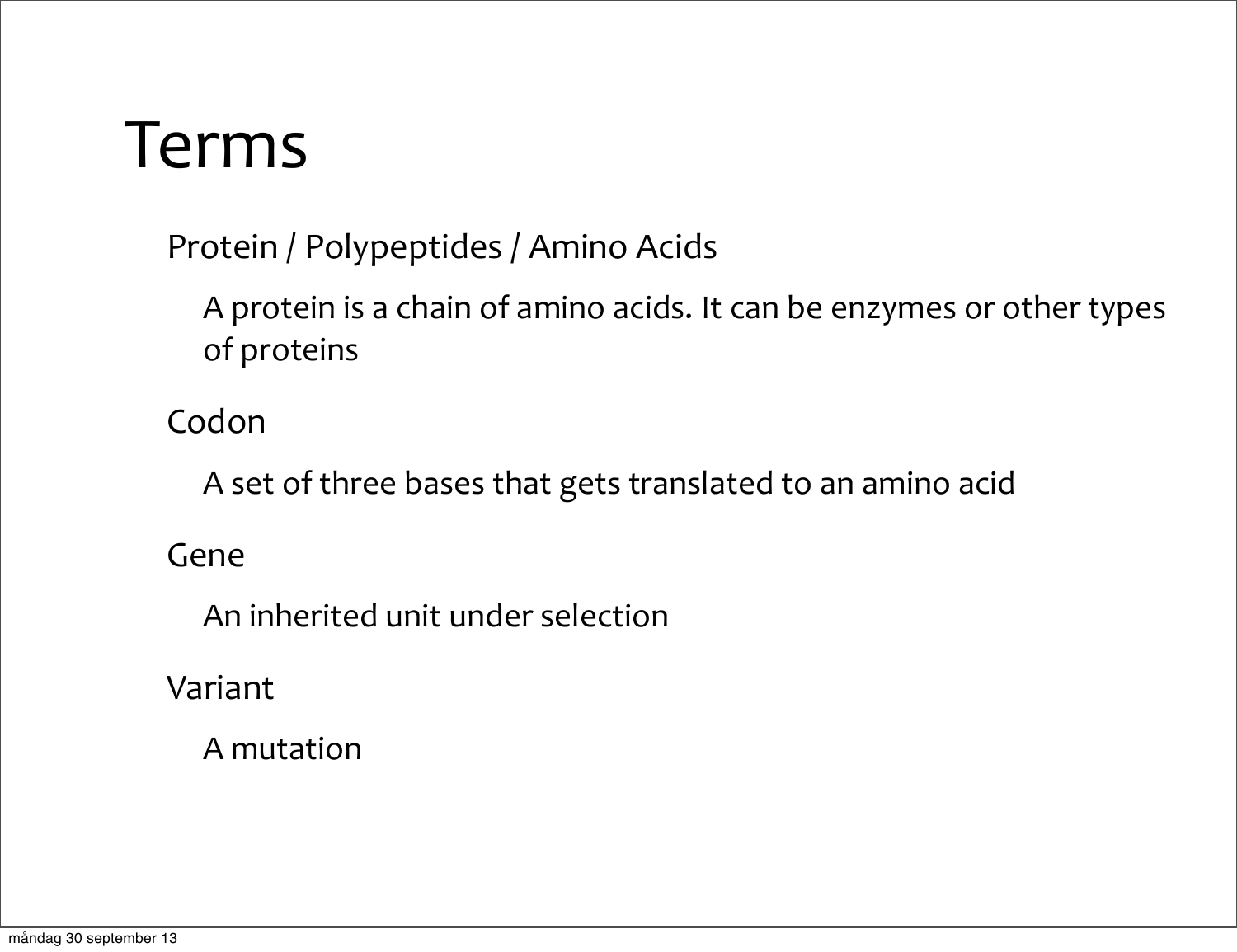# Terms

Protein / Polypeptides / Amino Acids

A protein is a chain of amino acids. It can be enzymes or other types of proteins

Codon

A set of three bases that gets translated to an amino acid

Gene

An inherited unit under selection

Variant

A mutation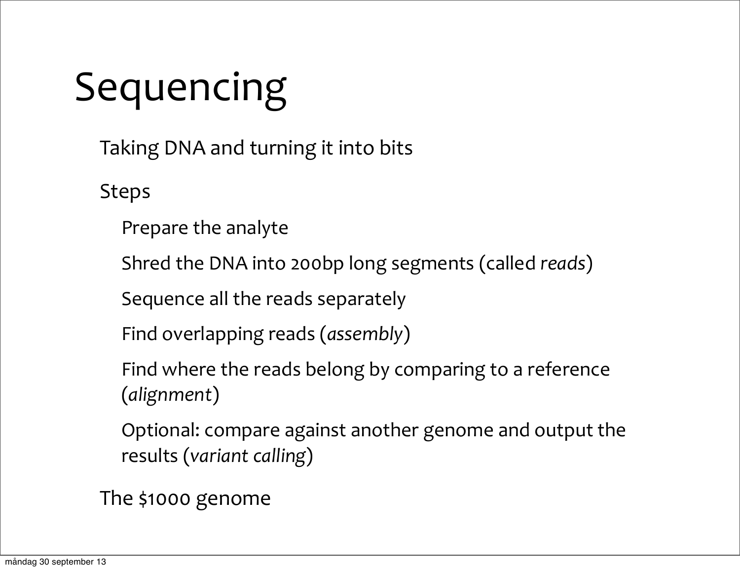# Sequencing

Taking DNA and turning it into bits

Steps

- Prepare the analyte
- Shred the DNA into 200bp long segments (called *reads*)
- Sequence all the reads separately
- Find overlapping reads (*assembly*)
- Find where the reads belong by comparing to a reference (*alignment*)
- Optional: compare against another genome and output the results (*variant calling*)

The $1000 genome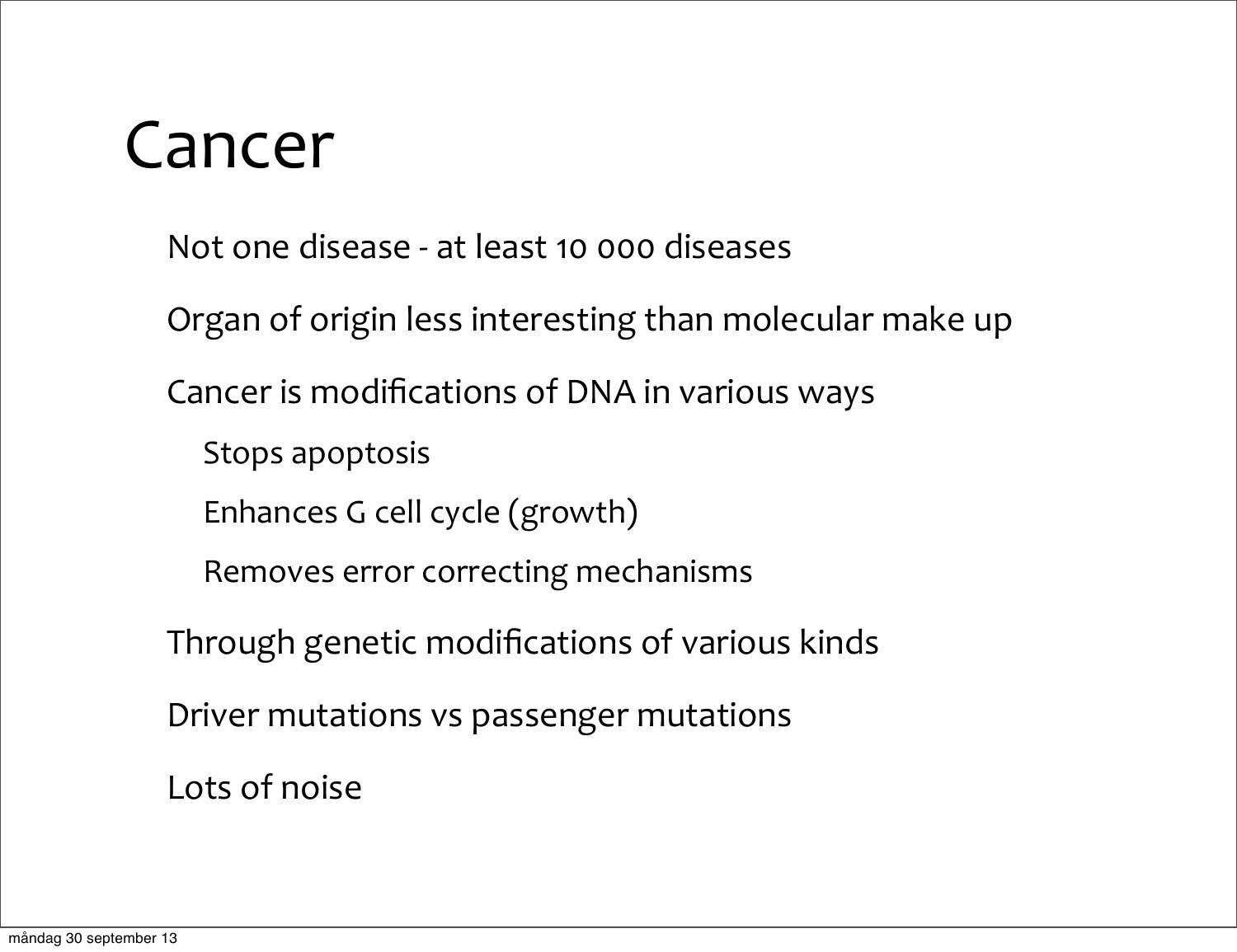# Cancer

- Not one disease - at least 10 000 diseases
- Organ of origin less interesting than molecular make up
- Cancer is modifications of DNA in various ways
  - Stops apoptosis
  - Enhances G cell cycle (growth)
  - Removes error correcting mechanisms
- Through genetic modifications of various kinds
- Driver mutations vs passenger mutations
- Lots of noise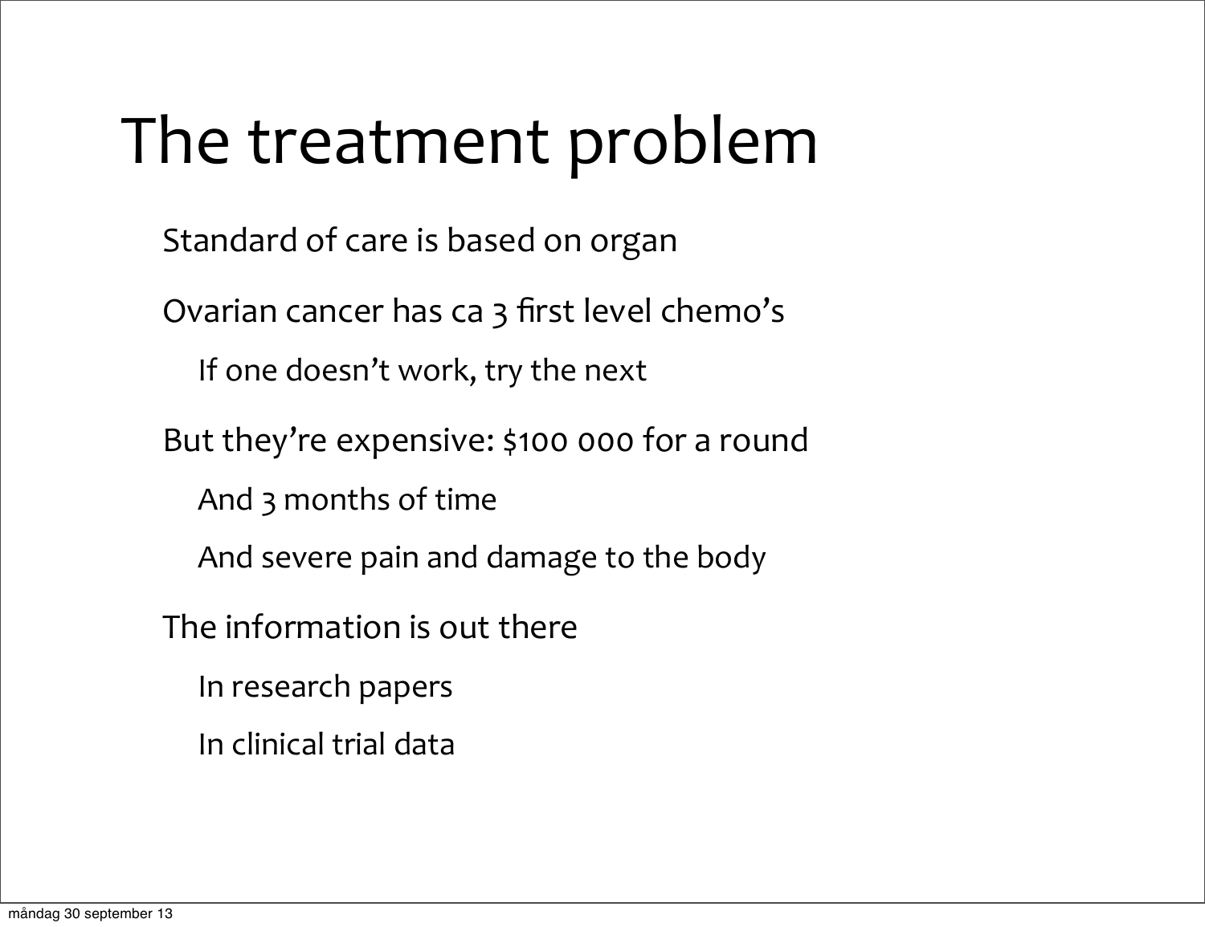# The treatment problem

- Standard of care is based on organ
- Ovarian cancer has ca 3 first level chemo’s
  - If one doesn’t work, try the next
- But they’re expensive: $100 000 for a round
  - And 3 months of time
  - And severe pain and damage to the body
- The information is out there
  - In research papers
  - In clinical trial data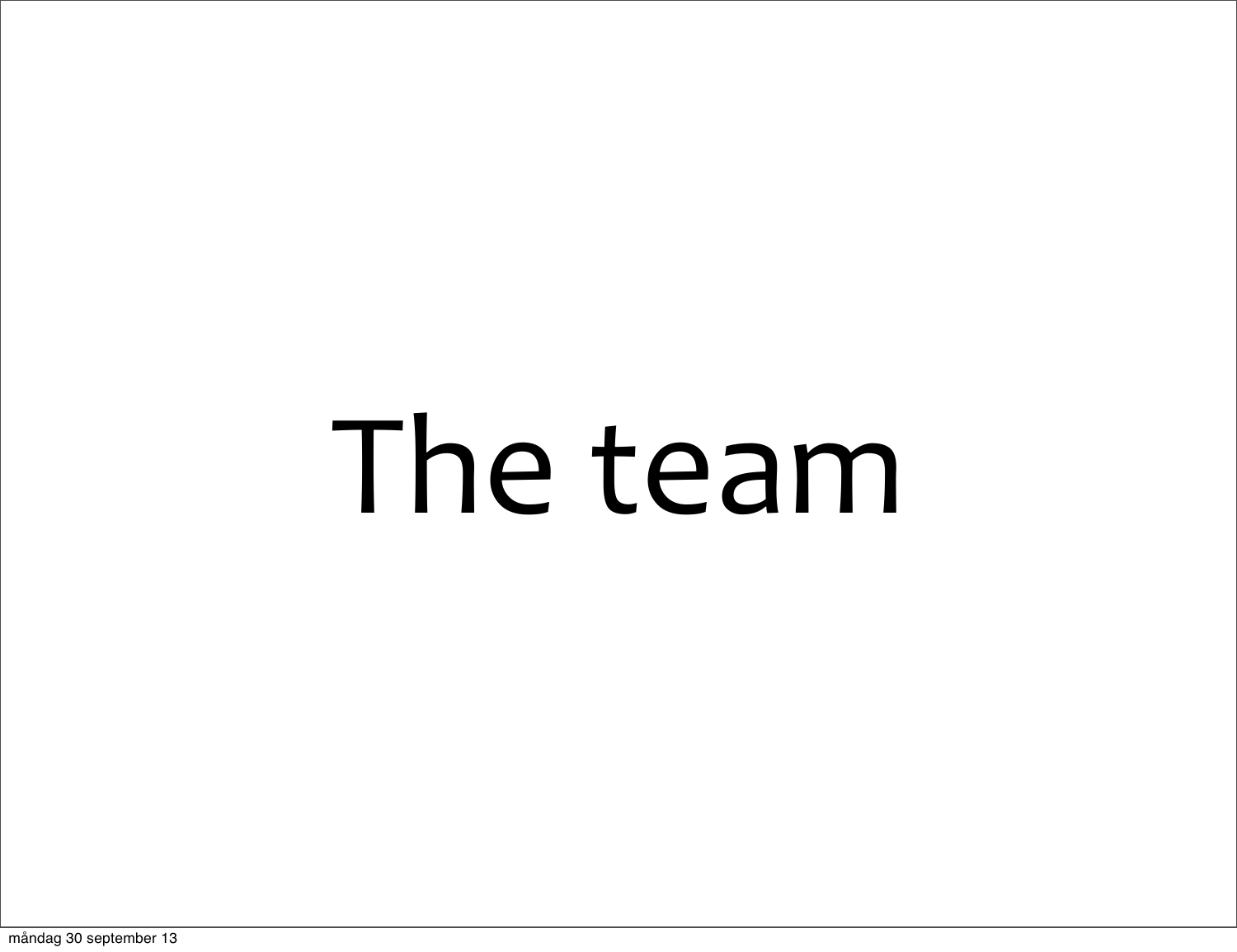# The team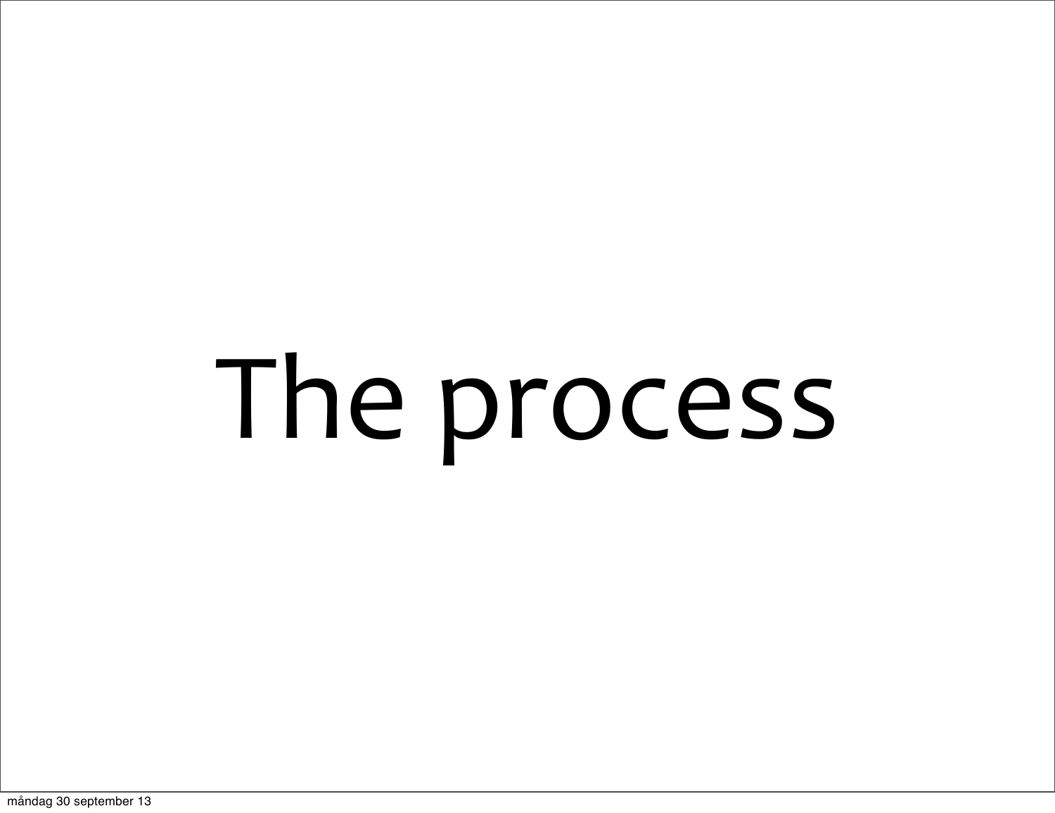# The process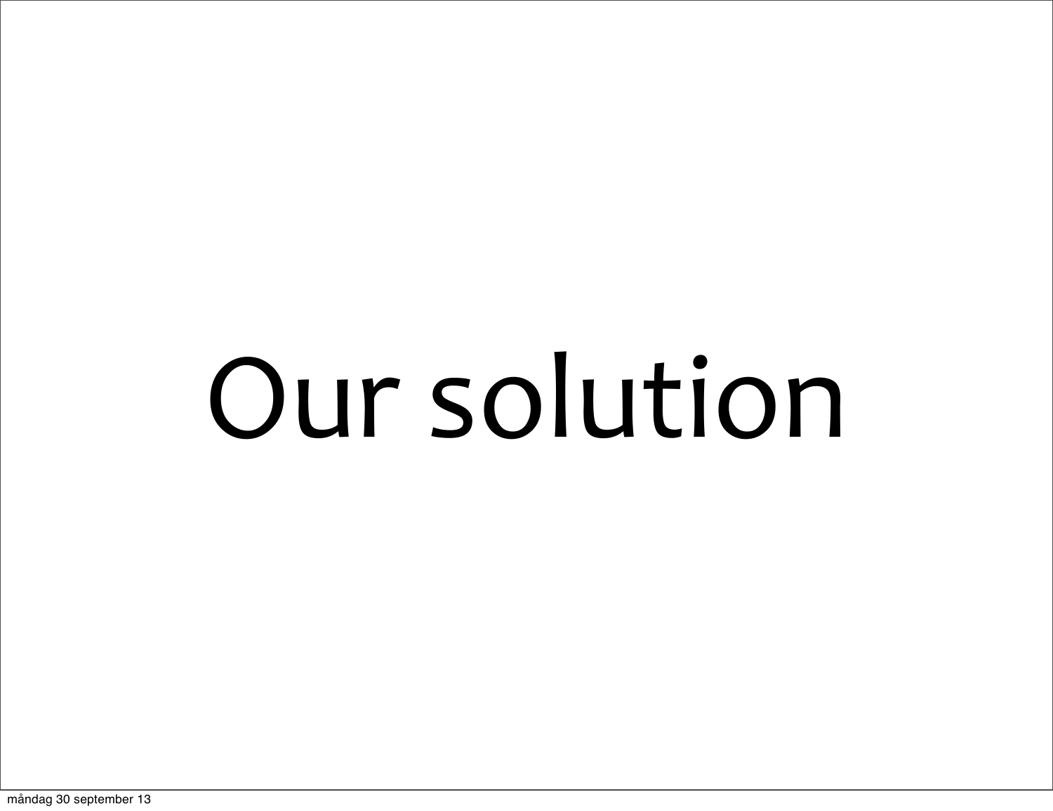# Our solution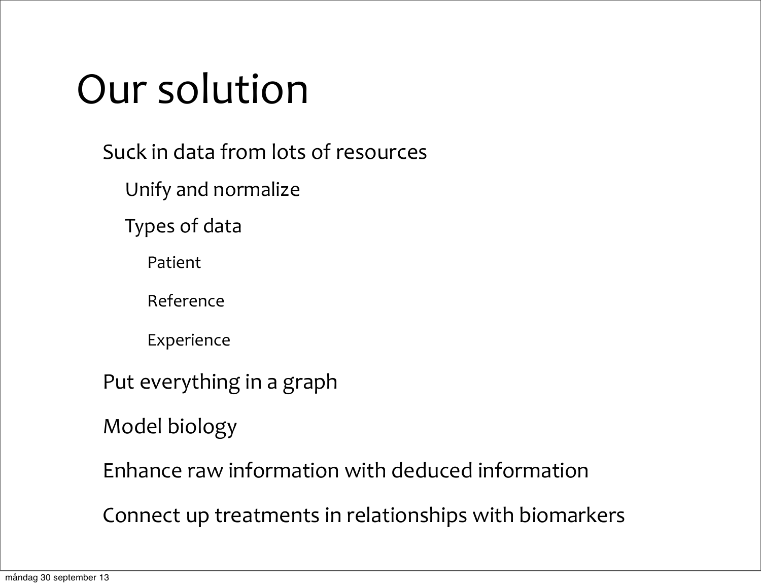# Our solution

- Suck in data from lots of resources
  - Unify and normalize
  - Types of data
    - Patient
    - Reference
    - Experience
- Put everything in a graph
- Model biology
- Enhance raw information with deduced information
- Connect up treatments in relationships with biomarkers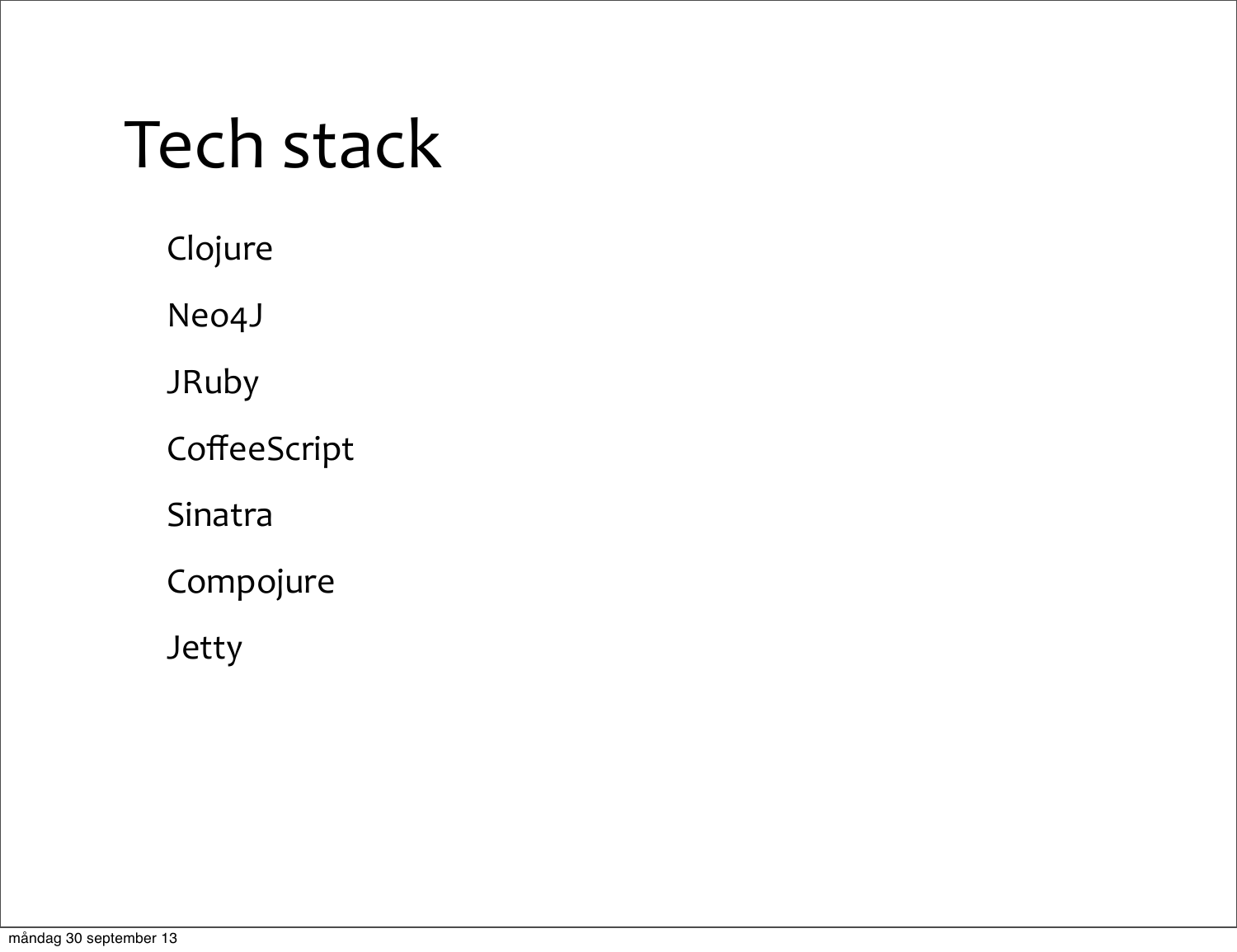# Tech stack

Clojure

Neo4J

JRuby

CoffeeScript

Sinatra

Compojure

Jetty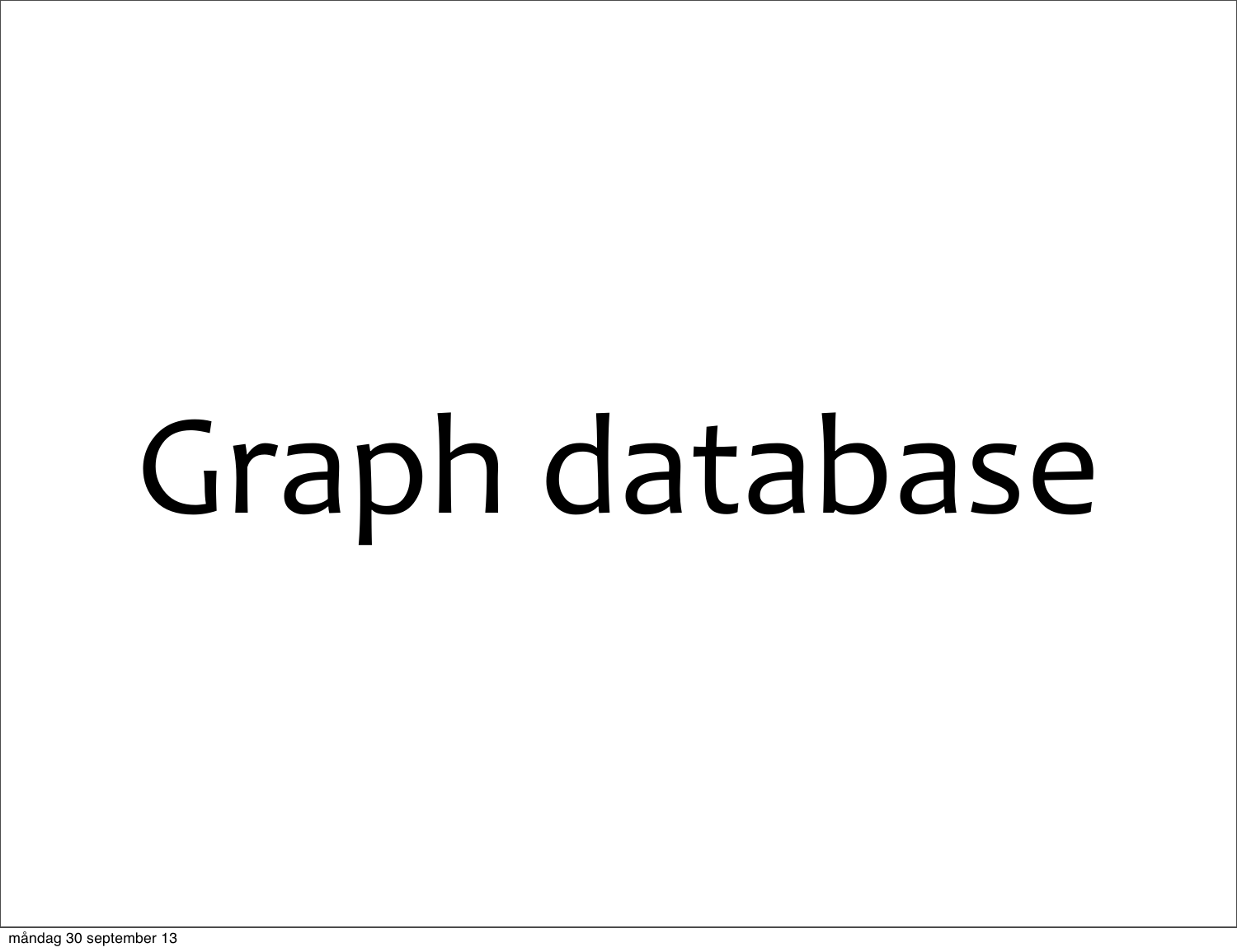# Graph database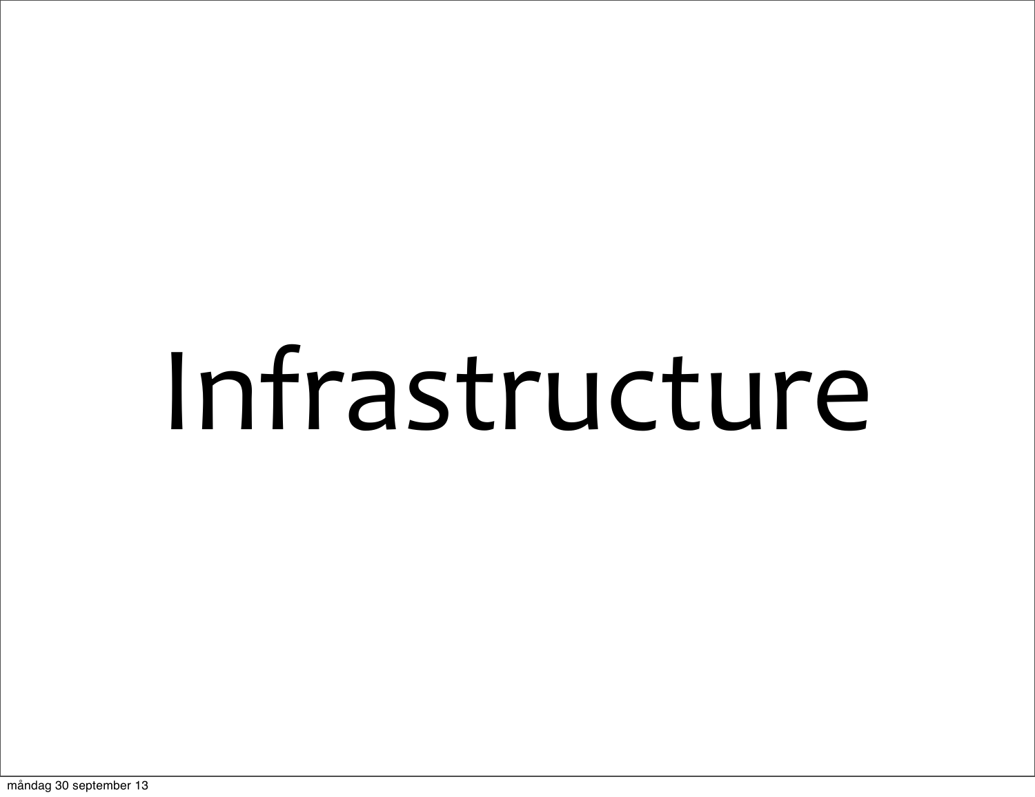# Infrastructure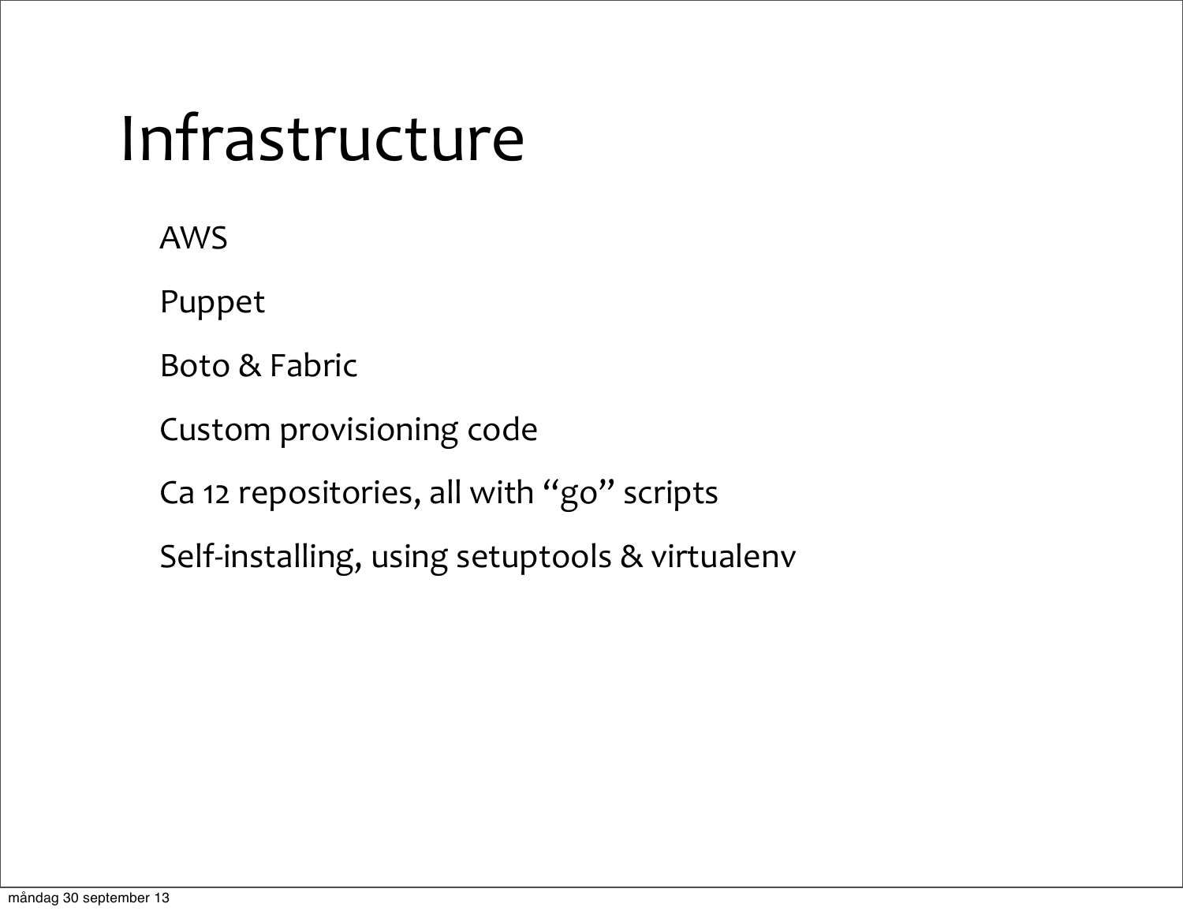# Infrastructure

- AWS
- Puppet
- Boto & Fabric
- Custom provisioning code
- Ca 12 repositories, all with “go” scripts
- Self-installing, using setuptools & virtualenv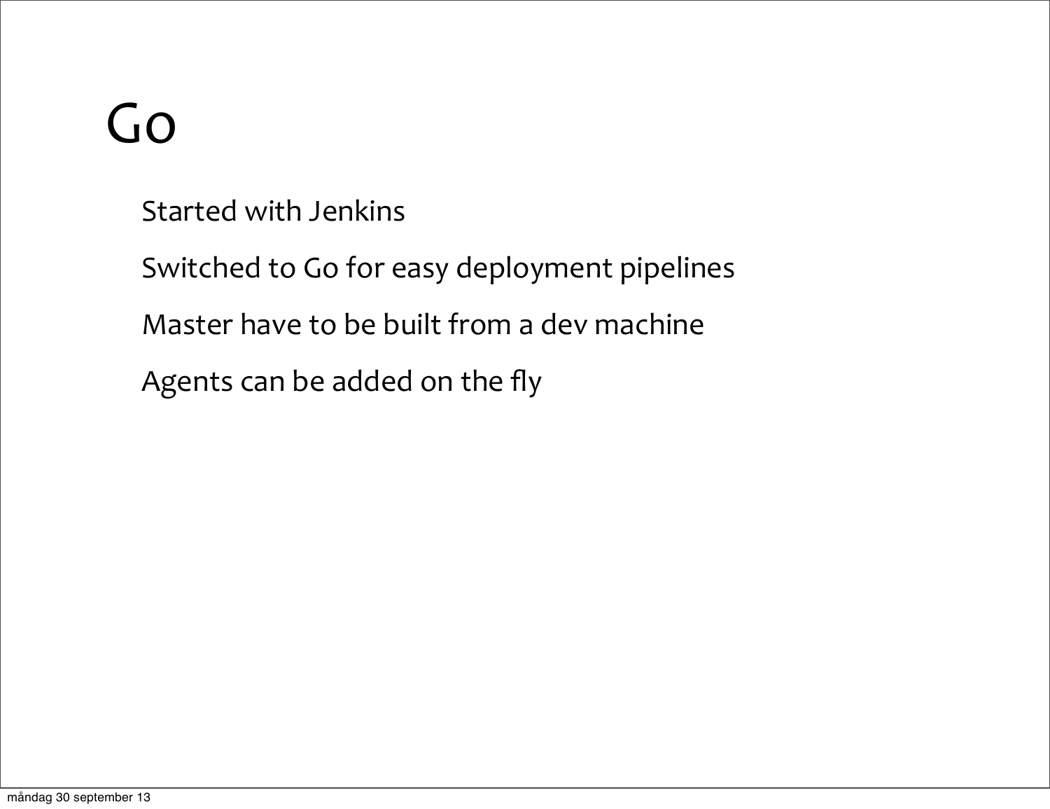# Go

Started with Jenkins

Switched to Go for easy deployment pipelines

Master have to be built from a dev machine

Agents can be added on the fly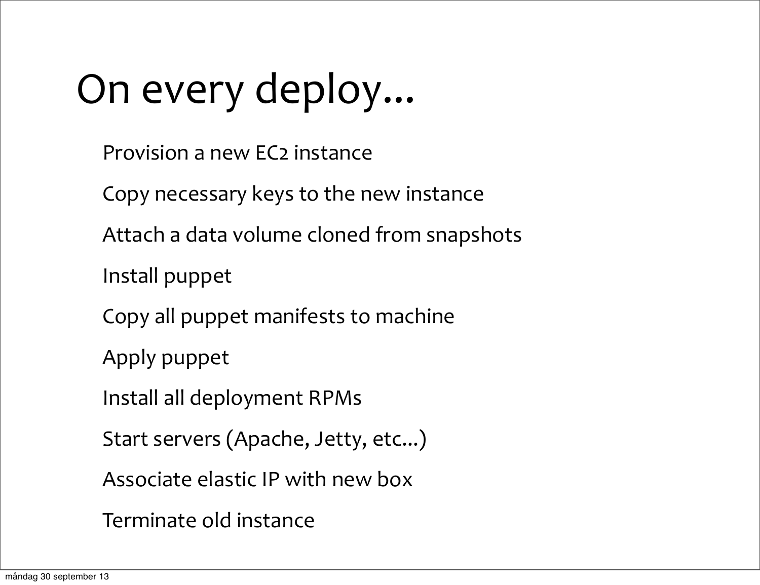# On every deploy...

Provision a new EC2 instance

Copy necessary keys to the new instance

Attach a data volume cloned from snapshots

Install puppet

Copy all puppet manifests to machine

Apply puppet

Install all deployment RPMs

Start servers (Apache, Jetty, etc...)

Associate elastic IP with new box

Terminate old instance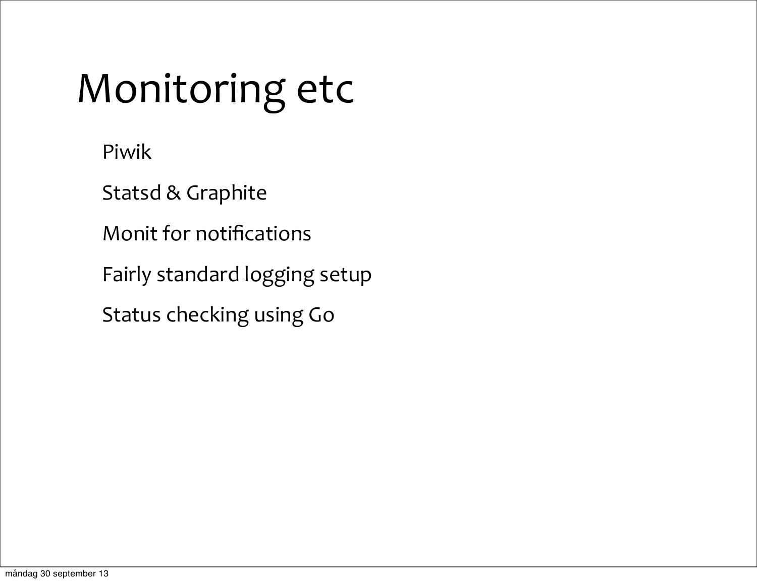# Monitoring etc

- Piwik
- Statsd & Graphite
- Monit for notifications
- Fairly standard logging setup
- Status checking using Go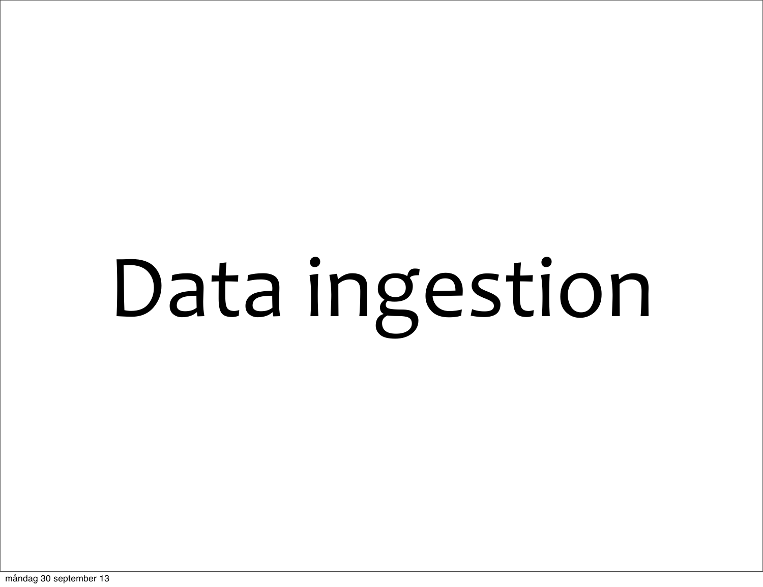# Data ingestion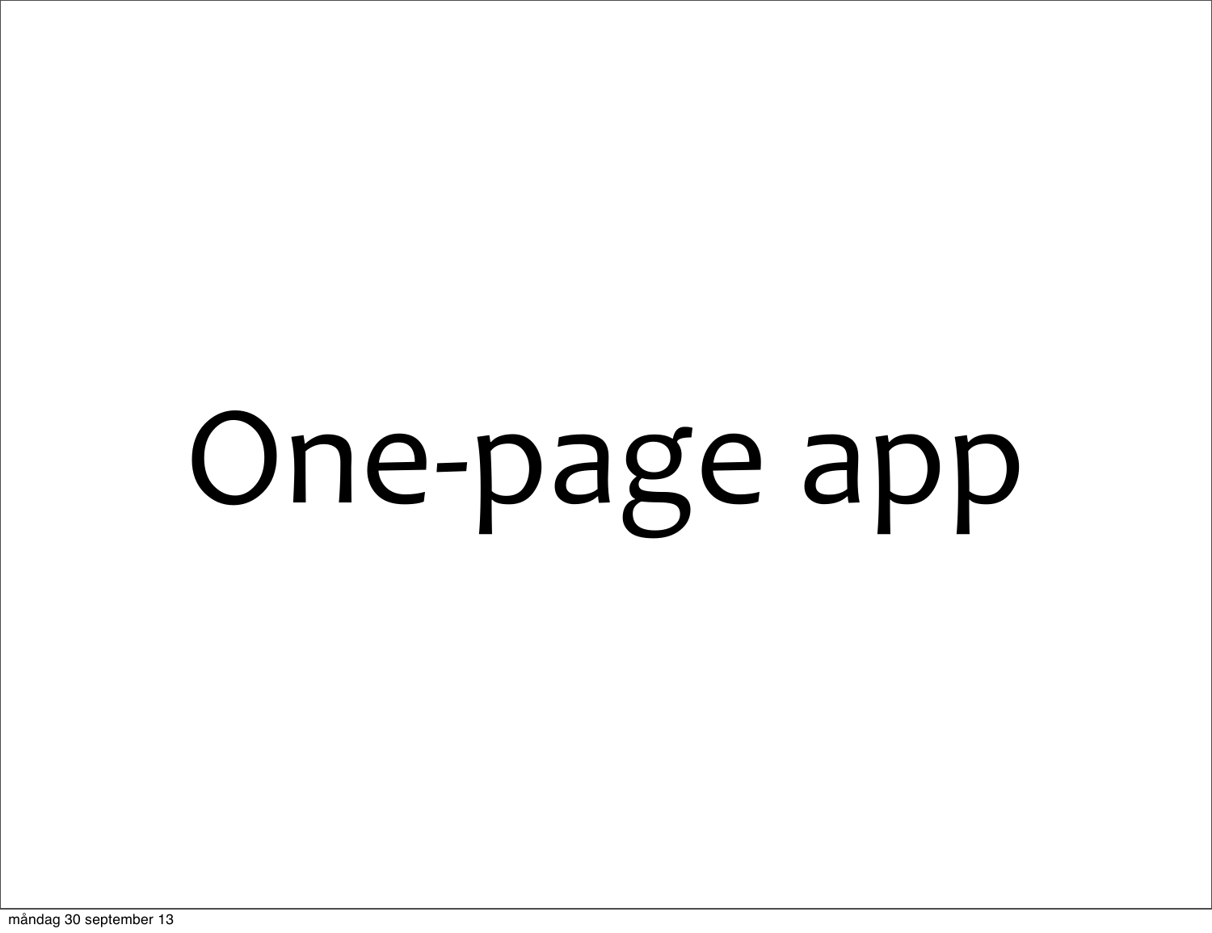# One-page app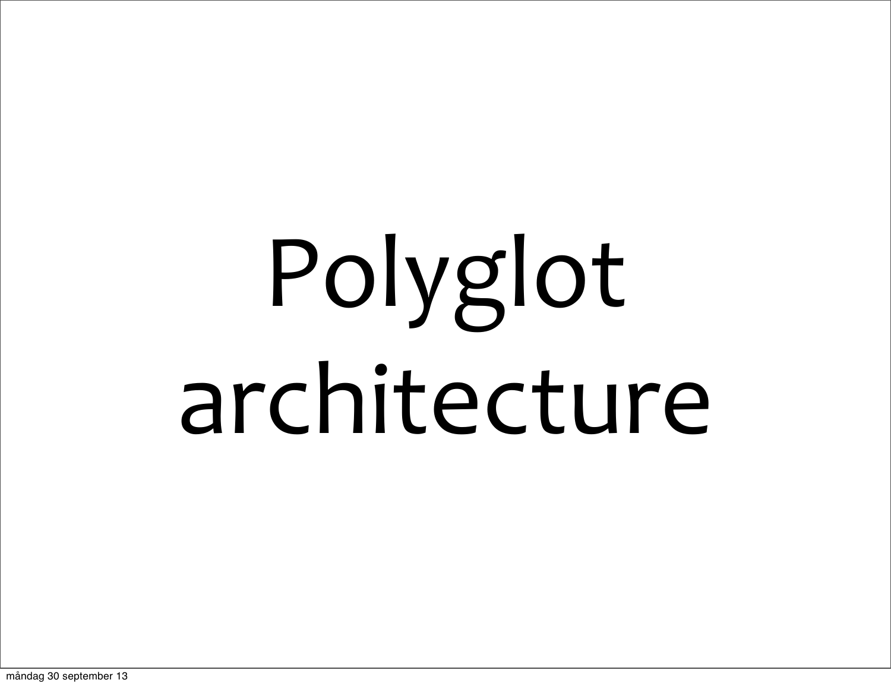# Polyglot architecture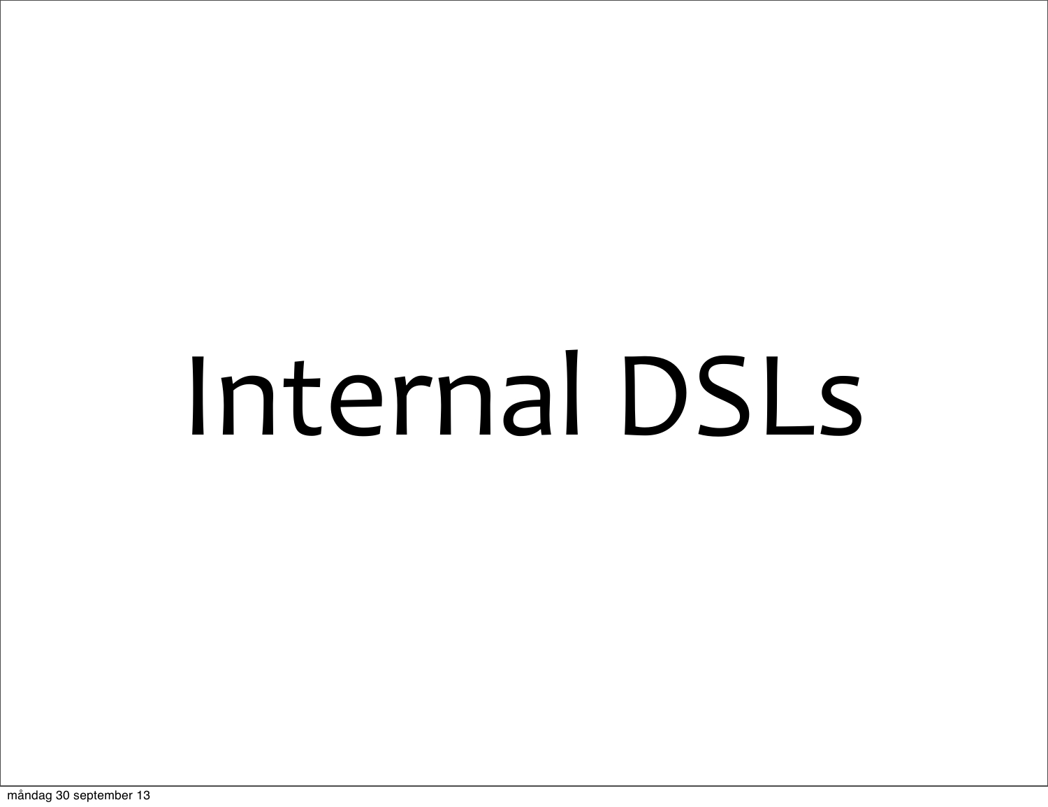# Internal DSLs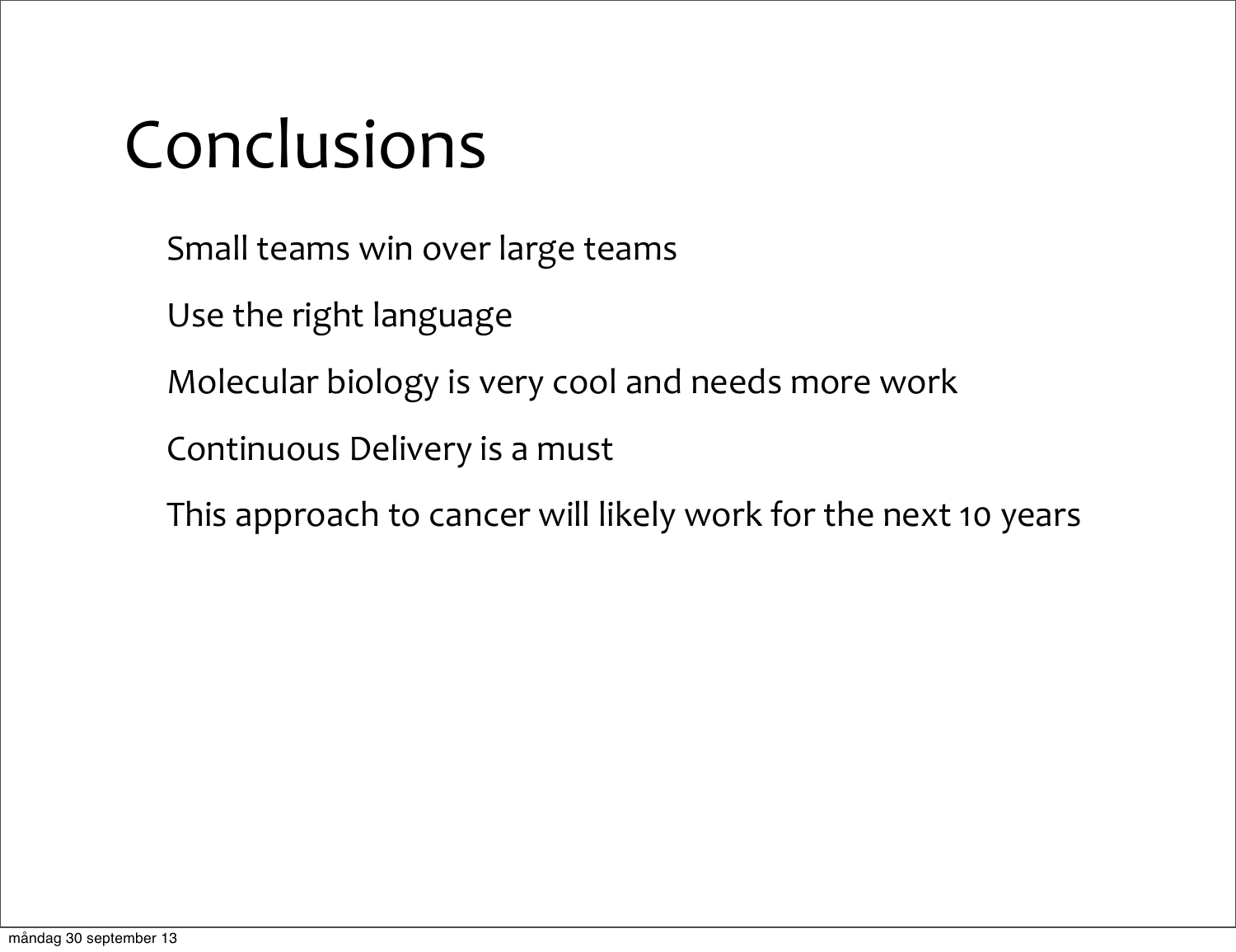# Conclusions

Small teams win over large teams

Use the right language

Molecular biology is very cool and needs more work

Continuous Delivery is a must

This approach to cancer will likely work for the next 10 years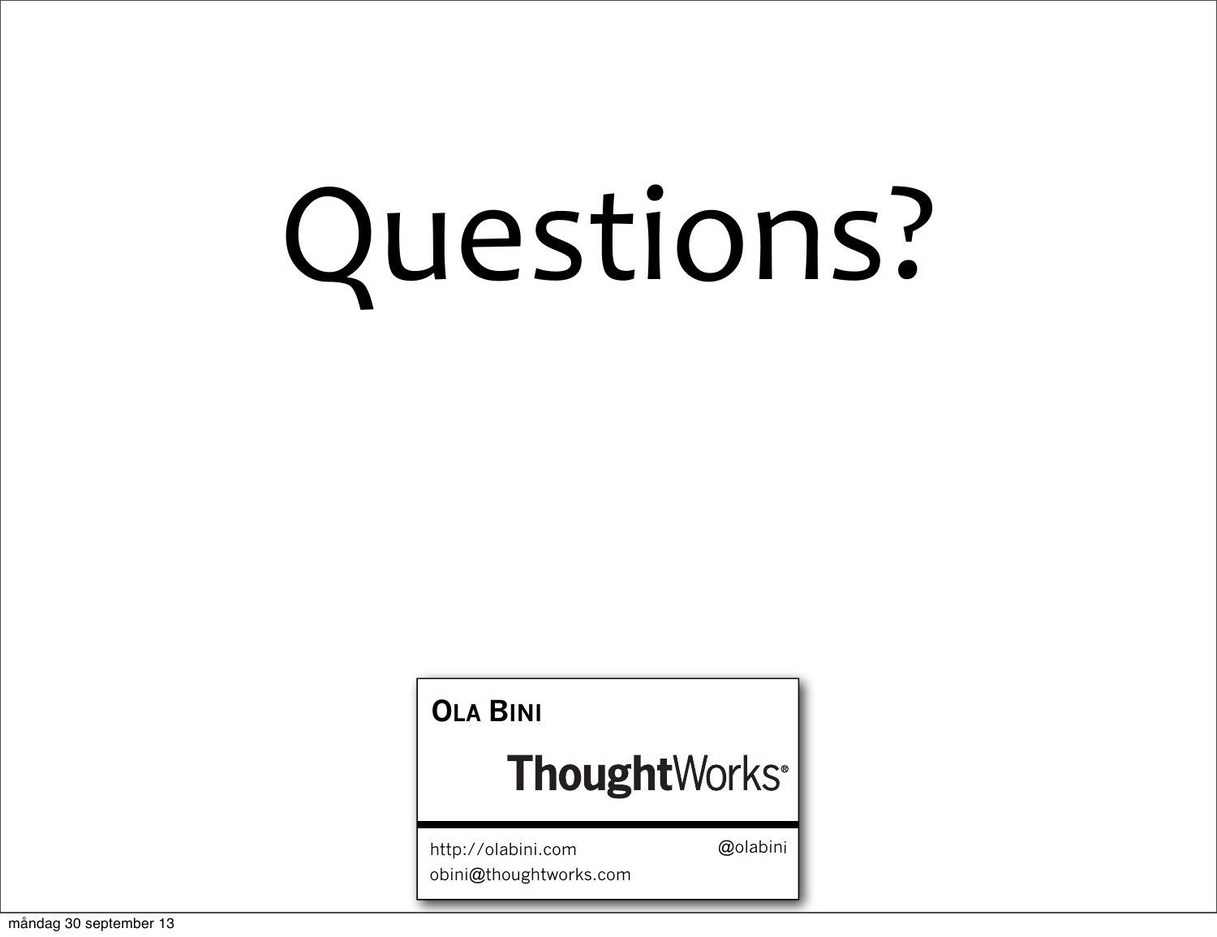# Questions?

**Ola Bini**

ThoughtWorks®

http://olabini.com

@olabini

obini@thoughtworks.com